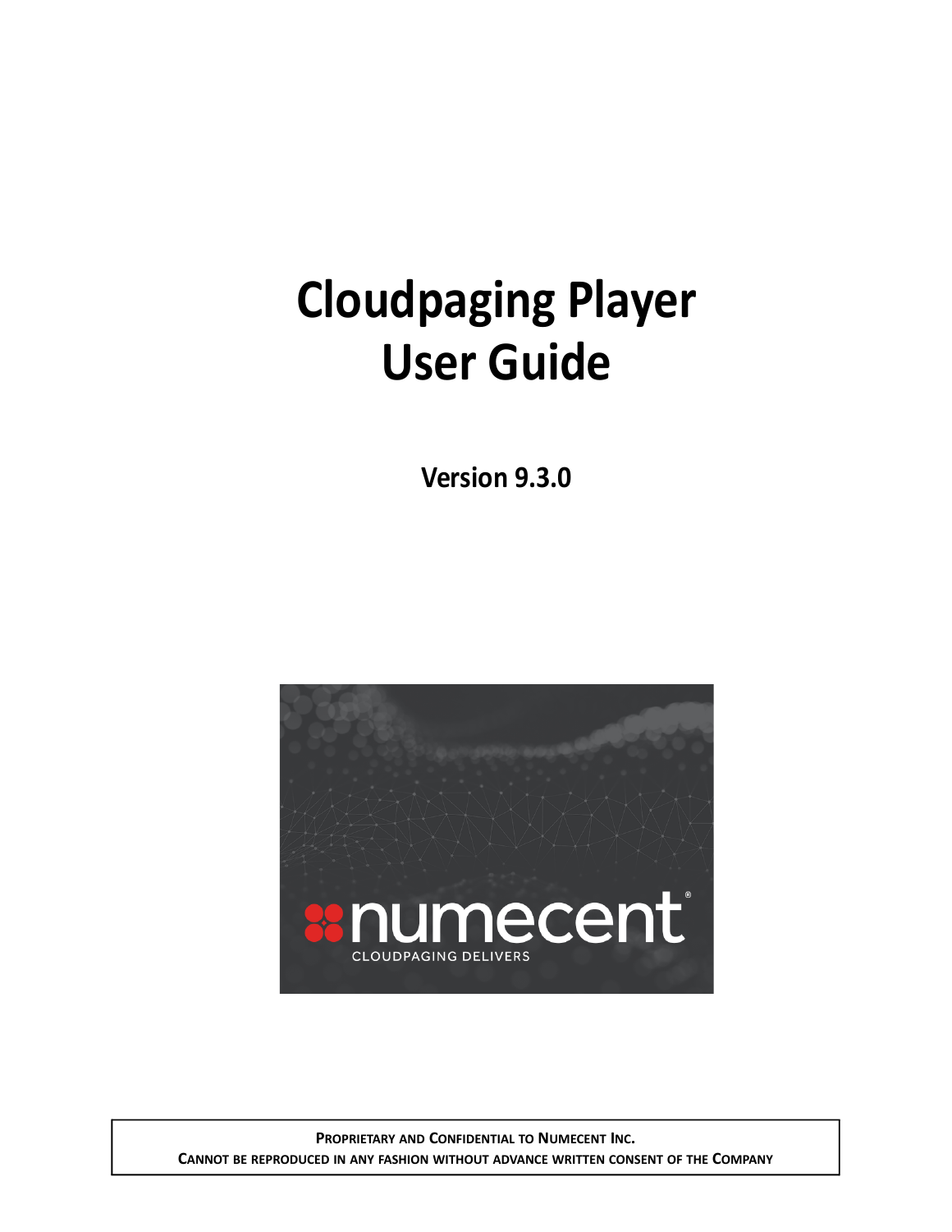# Cloudpaging Player User Guide

**Version 9.3.0**

**PROPRIETARY AND CONFIDENTIAL TO NUMECENT INC.**
**CANNOT BE REPRODUCED IN ANY FASHION WITHOUT ADVANCE WRITTEN CONSENT OF THE COMPANY**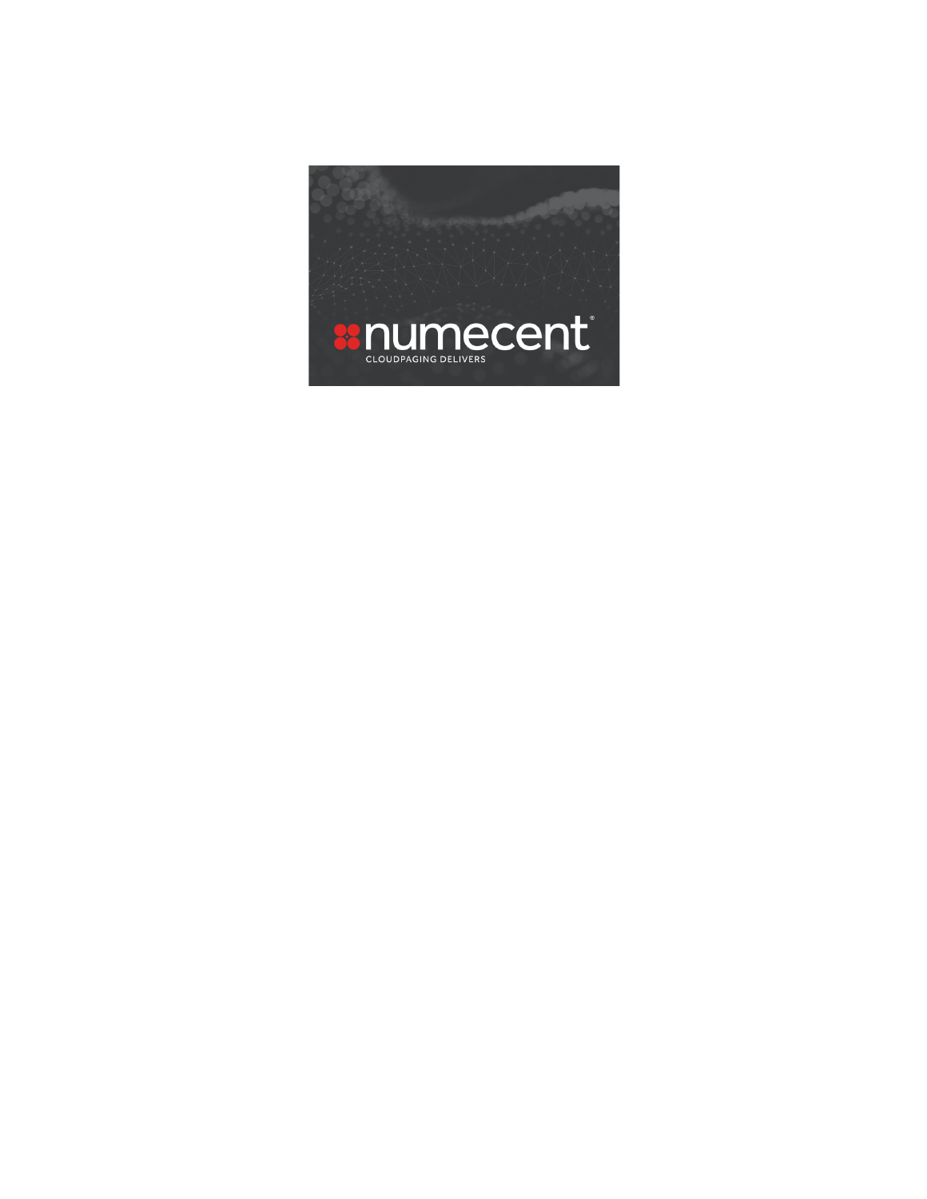numecent®

CLOUDPAGING DELIVERS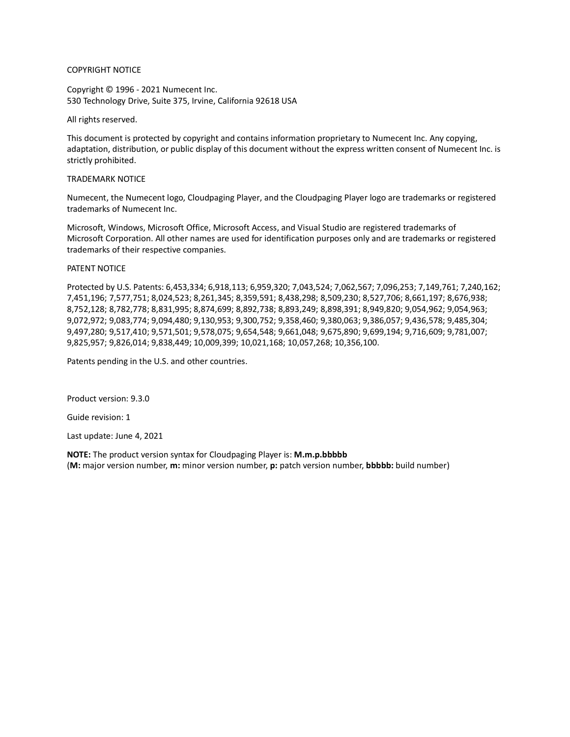COPYRIGHT NOTICE

Copyright © 1996 - 2021 Numecent Inc.
530 Technology Drive, Suite 375, Irvine, California 92618 USA

All rights reserved.

This document is protected by copyright and contains information proprietary to Numecent Inc. Any copying, adaptation, distribution, or public display of this document without the express written consent of Numecent Inc. is strictly prohibited.

TRADEMARK NOTICE

Numecent, the Numecent logo, Cloudpaging Player, and the Cloudpaging Player logo are trademarks or registered trademarks of Numecent Inc.

Microsoft, Windows, Microsoft Office, Microsoft Access, and Visual Studio are registered trademarks of Microsoft Corporation. All other names are used for identification purposes only and are trademarks or registered trademarks of their respective companies.

PATENT NOTICE

Protected by U.S. Patents: 6,453,334; 6,918,113; 6,959,320; 7,043,524; 7,062,567; 7,096,253; 7,149,761; 7,240,162; 7,451,196; 7,577,751; 8,024,523; 8,261,345; 8,359,591; 8,438,298; 8,509,230; 8,527,706; 8,661,197; 8,676,938; 8,752,128; 8,782,778; 8,831,995; 8,874,699; 8,892,738; 8,893,249; 8,898,391; 8,949,820; 9,054,962; 9,054,963; 9,072,972; 9,083,774; 9,094,480; 9,130,953; 9,300,752; 9,358,460; 9,380,063; 9,386,057; 9,436,578; 9,485,304; 9,497,280; 9,517,410; 9,571,501; 9,578,075; 9,654,548; 9,661,048; 9,675,890; 9,699,194; 9,716,609; 9,781,007; 9,825,957; 9,826,014; 9,838,449; 10,009,399; 10,021,168; 10,057,268; 10,356,100.

Patents pending in the U.S. and other countries.

Product version: 9.3.0

Guide revision: 1

Last update: June 4, 2021

**NOTE:** The product version syntax for Cloudpaging Player is: **M.m.p.bbbbb**
(**M:** major version number, **m:** minor version number, **p:** patch version number, **bbbbb:** build number)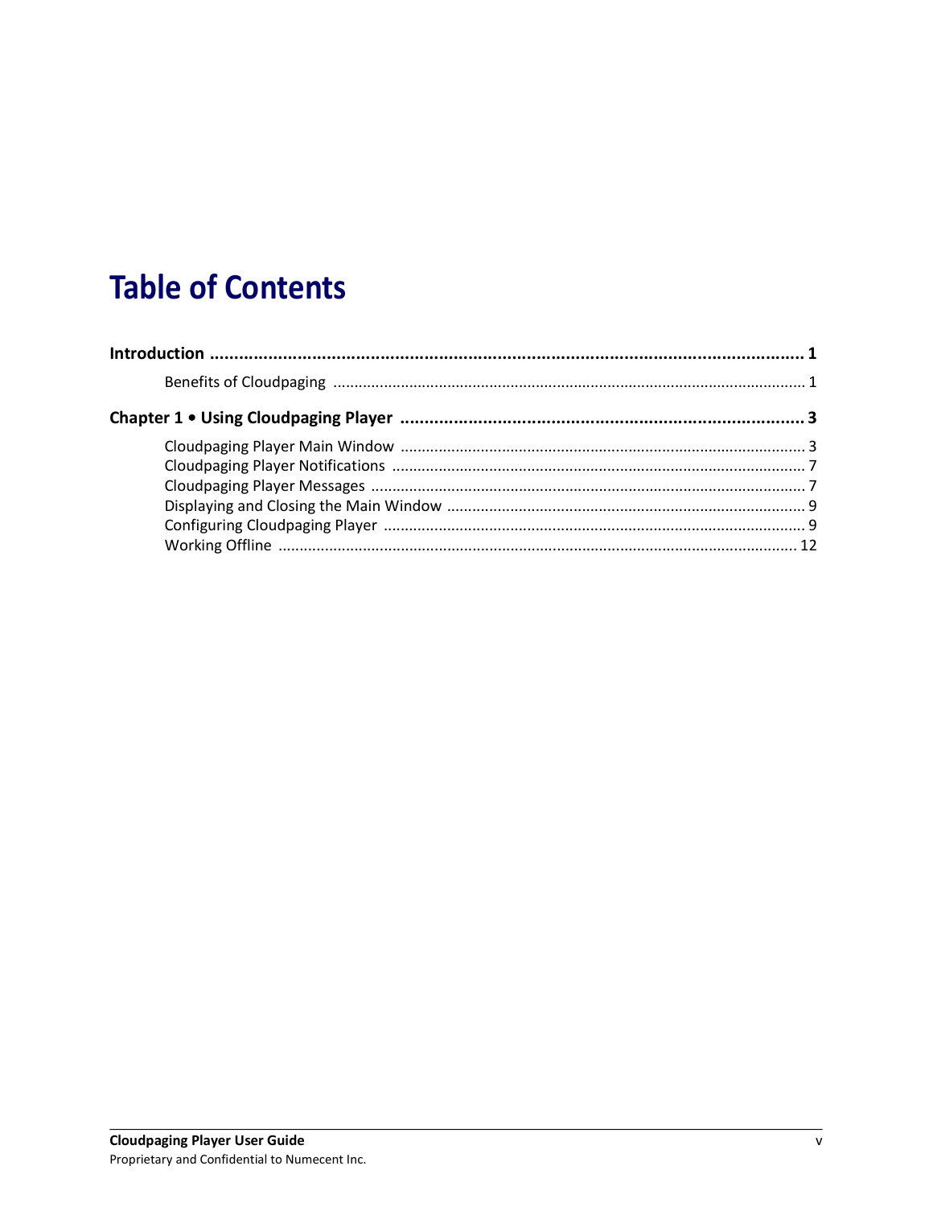# Table of Contents

**Introduction ............................................................................................................................ 1**

Benefits of Cloudpaging ............................................................................................................ 1

**Chapter 1 • Using Cloudpaging Player ...................................................................................... 3**

Cloudpaging Player Main Window ............................................................................................ 3
Cloudpaging Player Notifications .............................................................................................. 7
Cloudpaging Player Messages .................................................................................................. 7
Displaying and Closing the Main Window ................................................................................. 9
Configuring Cloudpaging Player ................................................................................................ 9
Working Offline ........................................................................................................................ 12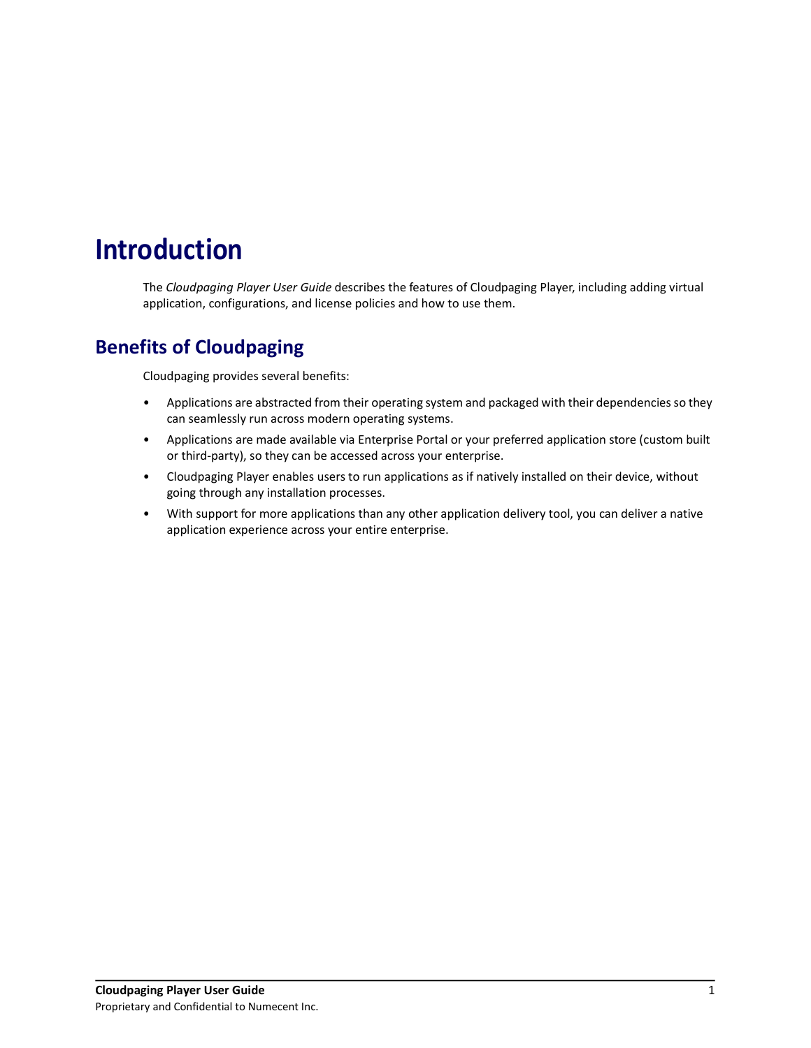# Introduction

The *Cloudpaging Player User Guide* describes the features of Cloudpaging Player, including adding virtual application, configurations, and license policies and how to use them.

## Benefits of Cloudpaging

Cloudpaging provides several benefits:

- Applications are abstracted from their operating system and packaged with their dependencies so they can seamlessly run across modern operating systems.
- Applications are made available via Enterprise Portal or your preferred application store (custom built or third-party), so they can be accessed across your enterprise.
- Cloudpaging Player enables users to run applications as if natively installed on their device, without going through any installation processes.
- With support for more applications than any other application delivery tool, you can deliver a native application experience across your entire enterprise.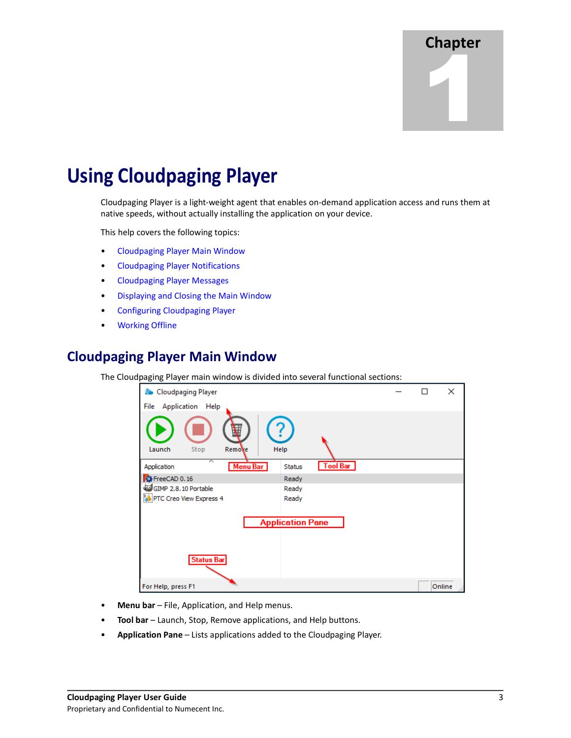Chapter 1

# Using Cloudpaging Player

Cloudpaging Player is a light-weight agent that enables on-demand application access and runs them at native speeds, without actually installing the application on your device.

This help covers the following topics:

- Cloudpaging Player Main Window
- Cloudpaging Player Notifications
- Cloudpaging Player Messages
- Displaying and Closing the Main Window
- Configuring Cloudpaging Player
- Working Offline

## Cloudpaging Player Main Window

The Cloudpaging Player main window is divided into several functional sections:

- **Menu bar** – File, Application, and Help menus.
- **Tool bar** – Launch, Stop, Remove applications, and Help buttons.
- **Application Pane** – Lists applications added to the Cloudpaging Player.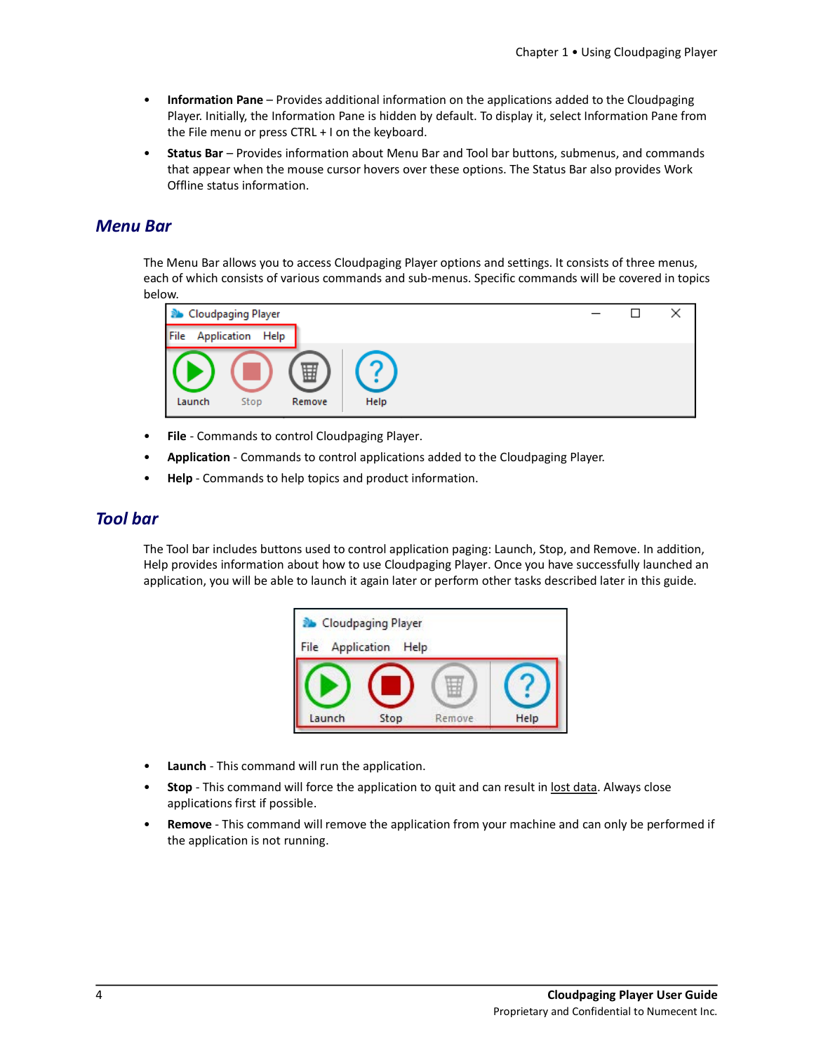- **Information Pane** – Provides additional information on the applications added to the Cloudpaging Player. Initially, the Information Pane is hidden by default. To display it, select Information Pane from the File menu or press CTRL + I on the keyboard.
- **Status Bar** – Provides information about Menu Bar and Tool bar buttons, submenus, and commands that appear when the mouse cursor hovers over these options. The Status Bar also provides Work Offline status information.

## Menu Bar

The Menu Bar allows you to access Cloudpaging Player options and settings. It consists of three menus, each of which consists of various commands and sub-menus. Specific commands will be covered in topics below.

- **File** - Commands to control Cloudpaging Player.
- **Application** - Commands to control applications added to the Cloudpaging Player.
- **Help** - Commands to help topics and product information.

## Tool bar

The Tool bar includes buttons used to control application paging: Launch, Stop, and Remove. In addition, Help provides information about how to use Cloudpaging Player. Once you have successfully launched an application, you will be able to launch it again later or perform other tasks described later in this guide.

- **Launch** - This command will run the application.
- **Stop** - This command will force the application to quit and can result in lost data. Always close applications first if possible.
- **Remove** - This command will remove the application from your machine and can only be performed if the application is not running.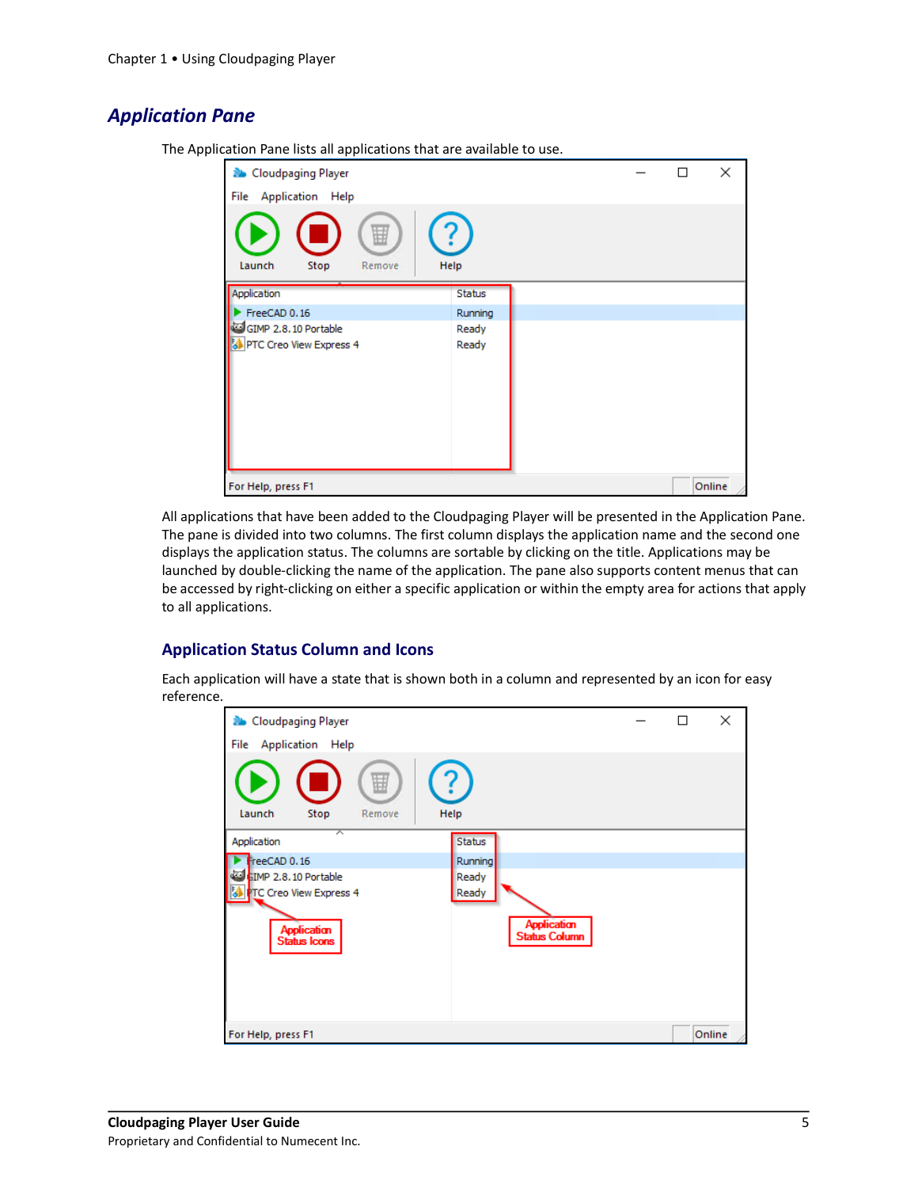## Application Pane

The Application Pane lists all applications that are available to use.

All applications that have been added to the Cloudpaging Player will be presented in the Application Pane. The pane is divided into two columns. The first column displays the application name and the second one displays the application status. The columns are sortable by clicking on the title. Applications may be launched by double-clicking the name of the application. The pane also supports content menus that can be accessed by right-clicking on either a specific application or within the empty area for actions that apply to all applications.

### Application Status Column and Icons

Each application will have a state that is shown both in a column and represented by an icon for easy reference.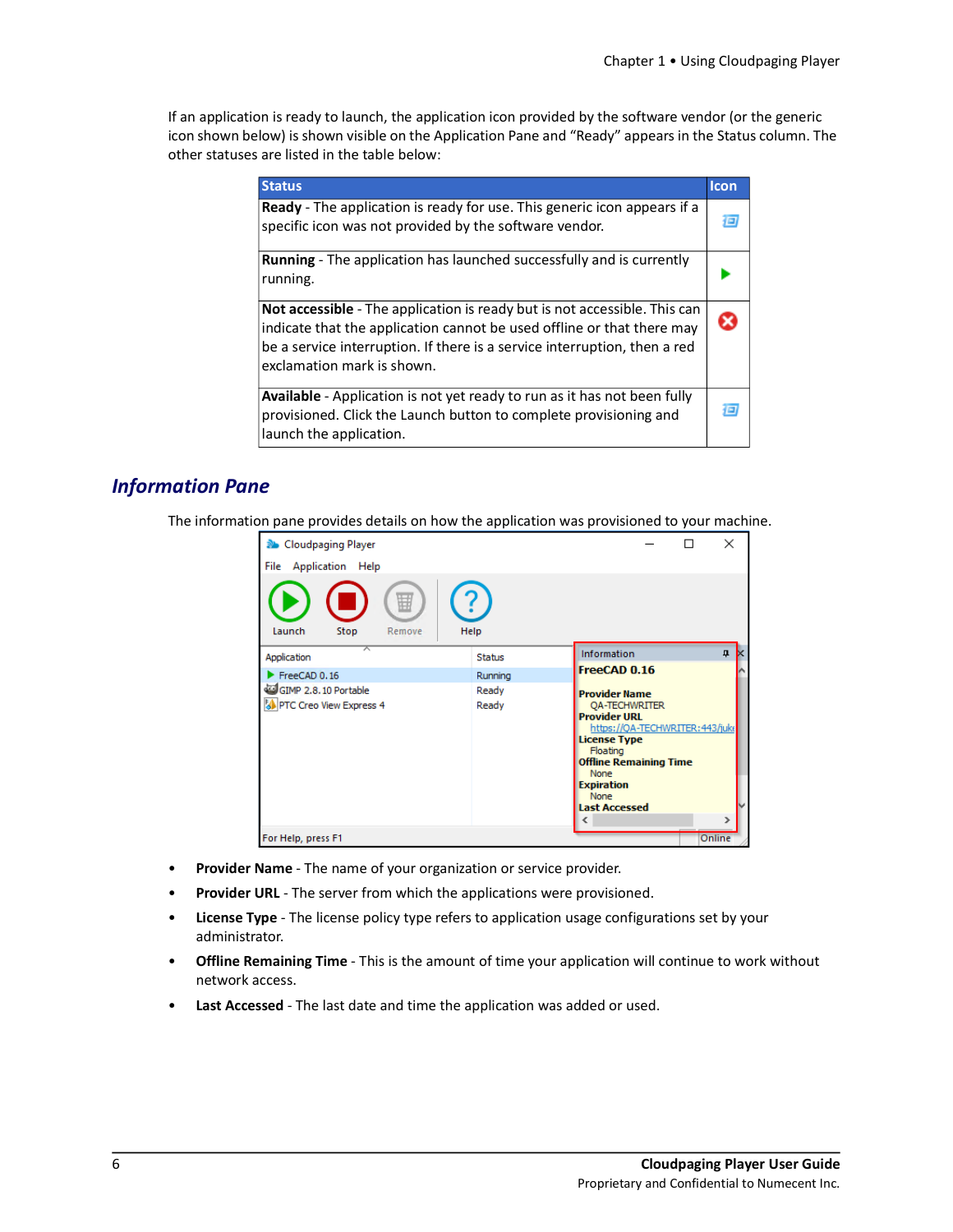If an application is ready to launch, the application icon provided by the software vendor (or the generic icon shown below) is shown visible on the Application Pane and “Ready” appears in the Status column. The other statuses are listed in the table below:

| Status | Icon |
|---|---|
| **Ready** - The application is ready for use. This generic icon appears if a specific icon was not provided by the software vendor. | |
| **Running** - The application has launched successfully and is currently running. | |
| **Not accessible** - The application is ready but is not accessible. This can indicate that the application cannot be used offline or that there may be a service interruption. If there is a service interruption, then a red exclamation mark is shown. | |
| **Available** - Application is not yet ready to run as it has not been fully provisioned. Click the Launch button to complete provisioning and launch the application. | |

## Information Pane

The information pane provides details on how the application was provisioned to your machine.

- **Provider Name** - The name of your organization or service provider.
- **Provider URL** - The server from which the applications were provisioned.
- **License Type** - The license policy type refers to application usage configurations set by your administrator.
- **Offline Remaining Time** - This is the amount of time your application will continue to work without network access.
- **Last Accessed** - The last date and time the application was added or used.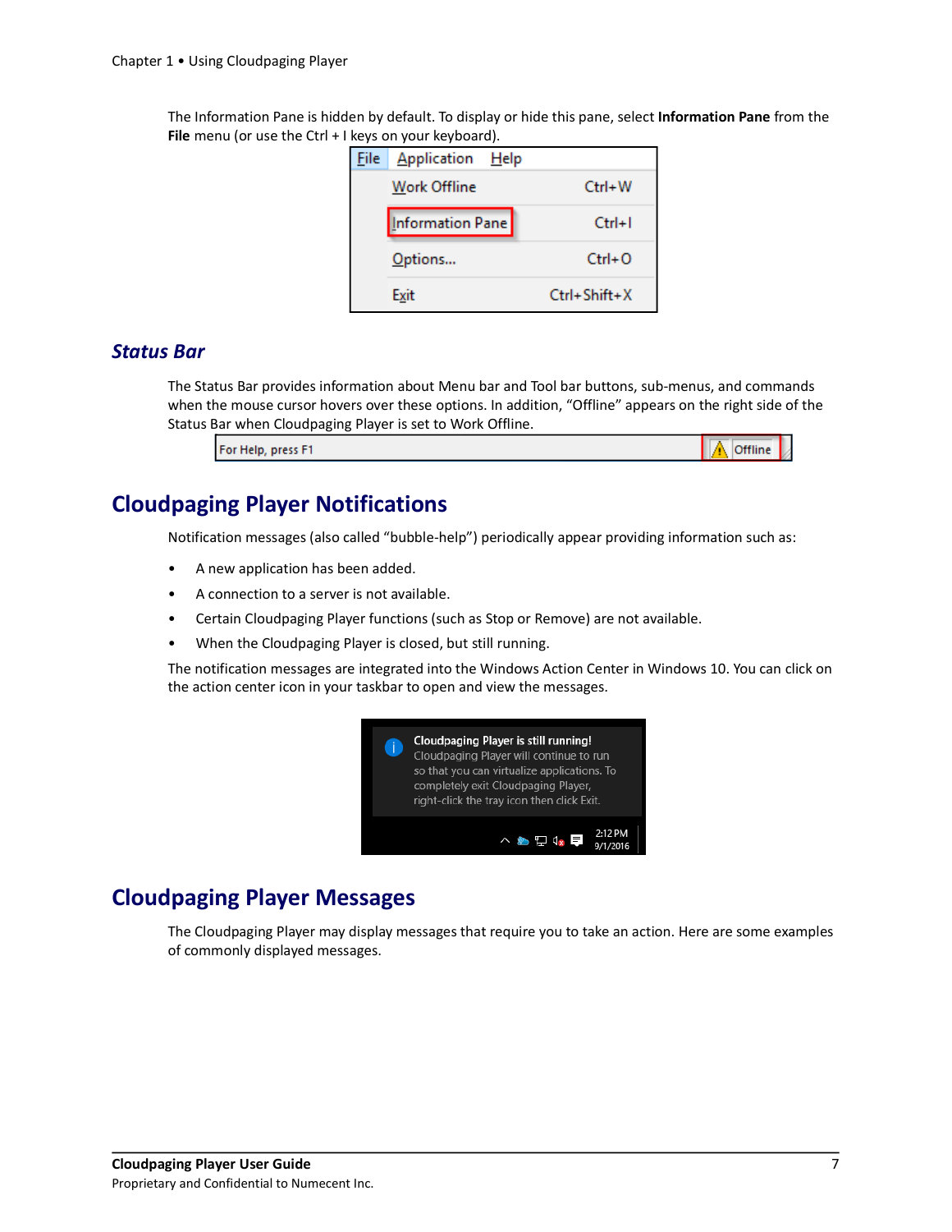The Information Pane is hidden by default. To display or hide this pane, select **Information Pane** from the **File** menu (or use the Ctrl + I keys on your keyboard).

### *Status Bar*

The Status Bar provides information about Menu bar and Tool bar buttons, sub-menus, and commands when the mouse cursor hovers over these options. In addition, "Offline" appears on the right side of the Status Bar when Cloudpaging Player is set to Work Offline.

## Cloudpaging Player Notifications

Notification messages (also called "bubble-help") periodically appear providing information such as:

- A new application has been added.
- A connection to a server is not available.
- Certain Cloudpaging Player functions (such as Stop or Remove) are not available.
- When the Cloudpaging Player is closed, but still running.

The notification messages are integrated into the Windows Action Center in Windows 10. You can click on the action center icon in your taskbar to open and view the messages.

## Cloudpaging Player Messages

The Cloudpaging Player may display messages that require you to take an action. Here are some examples of commonly displayed messages.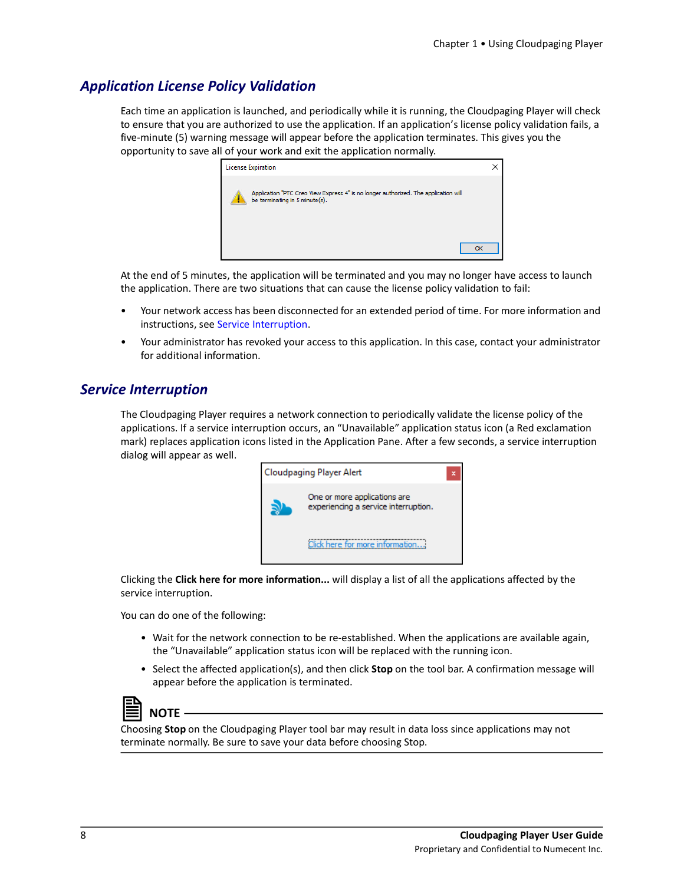## Application License Policy Validation

Each time an application is launched, and periodically while it is running, the Cloudpaging Player will check to ensure that you are authorized to use the application. If an application's license policy validation fails, a five-minute (5) warning message will appear before the application terminates. This gives you the opportunity to save all of your work and exit the application normally.

At the end of 5 minutes, the application will be terminated and you may no longer have access to launch the application. There are two situations that can cause the license policy validation to fail:

- Your network access has been disconnected for an extended period of time. For more information and instructions, see Service Interruption.
- Your administrator has revoked your access to this application. In this case, contact your administrator for additional information.

## Service Interruption

The Cloudpaging Player requires a network connection to periodically validate the license policy of the applications. If a service interruption occurs, an "Unavailable" application status icon (a Red exclamation mark) replaces application icons listed in the Application Pane. After a few seconds, a service interruption dialog will appear as well.

Clicking the **Click here for more information...** will display a list of all the applications affected by the service interruption.

You can do one of the following:

- Wait for the network connection to be re-established. When the applications are available again, the "Unavailable" application status icon will be replaced with the running icon.
- Select the affected application(s), and then click **Stop** on the tool bar. A confirmation message will appear before the application is terminated.

**NOTE**

Choosing **Stop** on the Cloudpaging Player tool bar may result in data loss since applications may not terminate normally. Be sure to save your data before choosing Stop.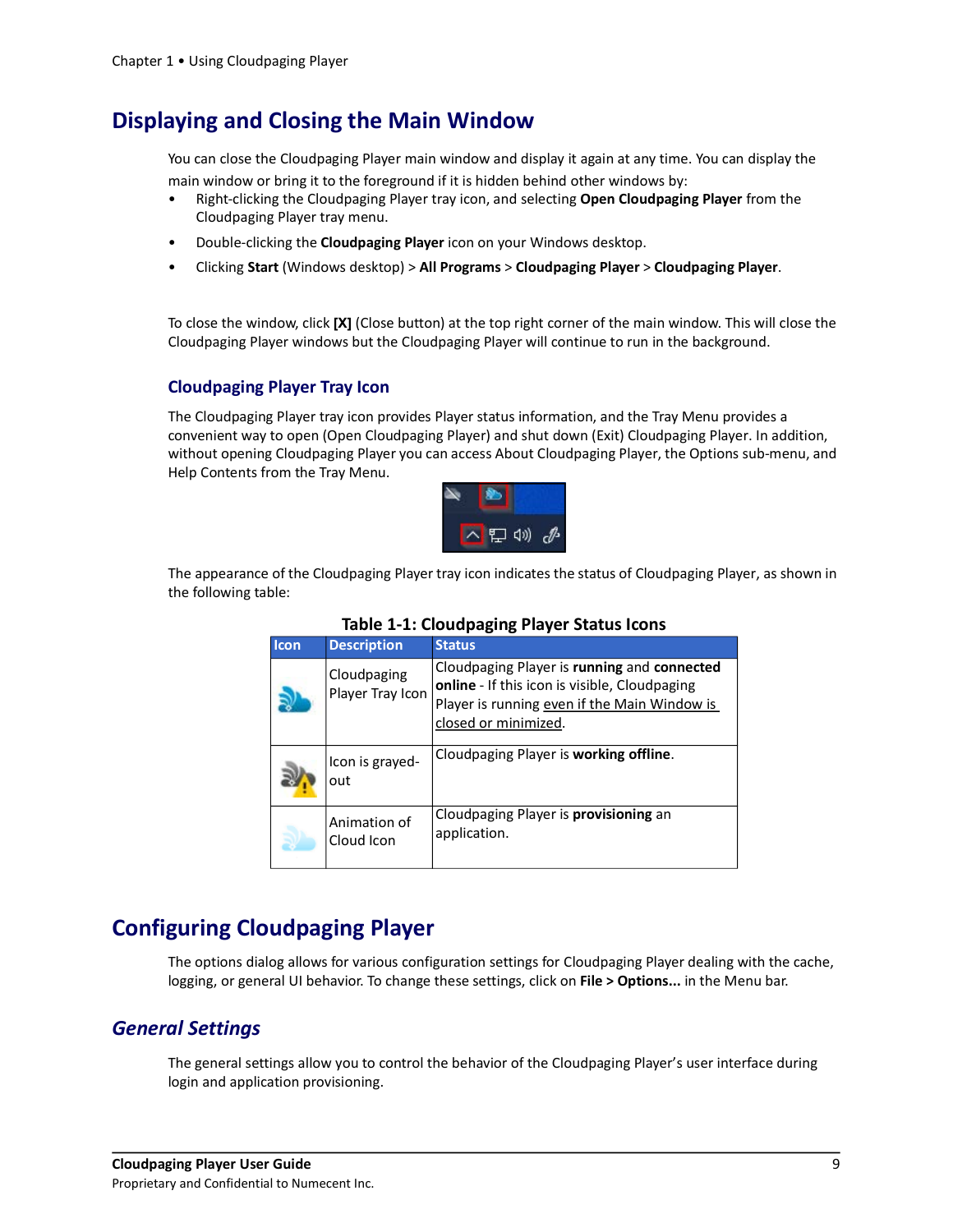# Displaying and Closing the Main Window

You can close the Cloudpaging Player main window and display it again at any time. You can display the main window or bring it to the foreground if it is hidden behind other windows by:

- Right-clicking the Cloudpaging Player tray icon, and selecting **Open Cloudpaging Player** from the Cloudpaging Player tray menu.
- Double-clicking the **Cloudpaging Player** icon on your Windows desktop.
- Clicking **Start** (Windows desktop) > **All Programs** > **Cloudpaging Player** > **Cloudpaging Player**.

To close the window, click **[X]** (Close button) at the top right corner of the main window. This will close the Cloudpaging Player windows but the Cloudpaging Player will continue to run in the background.

## Cloudpaging Player Tray Icon

The Cloudpaging Player tray icon provides Player status information, and the Tray Menu provides a convenient way to open (Open Cloudpaging Player) and shut down (Exit) Cloudpaging Player. In addition, without opening Cloudpaging Player you can access About Cloudpaging Player, the Options sub-menu, and Help Contents from the Tray Menu.

The appearance of the Cloudpaging Player tray icon indicates the status of Cloudpaging Player, as shown in the following table:

**Table 1-1: Cloudpaging Player Status Icons**

| Icon | Description | Status |
|---|---|---|
| | Cloudpaging Player Tray Icon | Cloudpaging Player is **running** and **connected online** - If this icon is visible, Cloudpaging Player is running even if the Main Window is closed or minimized. |
| | Icon is grayed-out | Cloudpaging Player is **working offline**. |
| | Animation of Cloud Icon | Cloudpaging Player is **provisioning** an application. |

# Configuring Cloudpaging Player

The options dialog allows for various configuration settings for Cloudpaging Player dealing with the cache, logging, or general UI behavior. To change these settings, click on **File > Options...** in the Menu bar.

## *General Settings*

The general settings allow you to control the behavior of the Cloudpaging Player's user interface during login and application provisioning.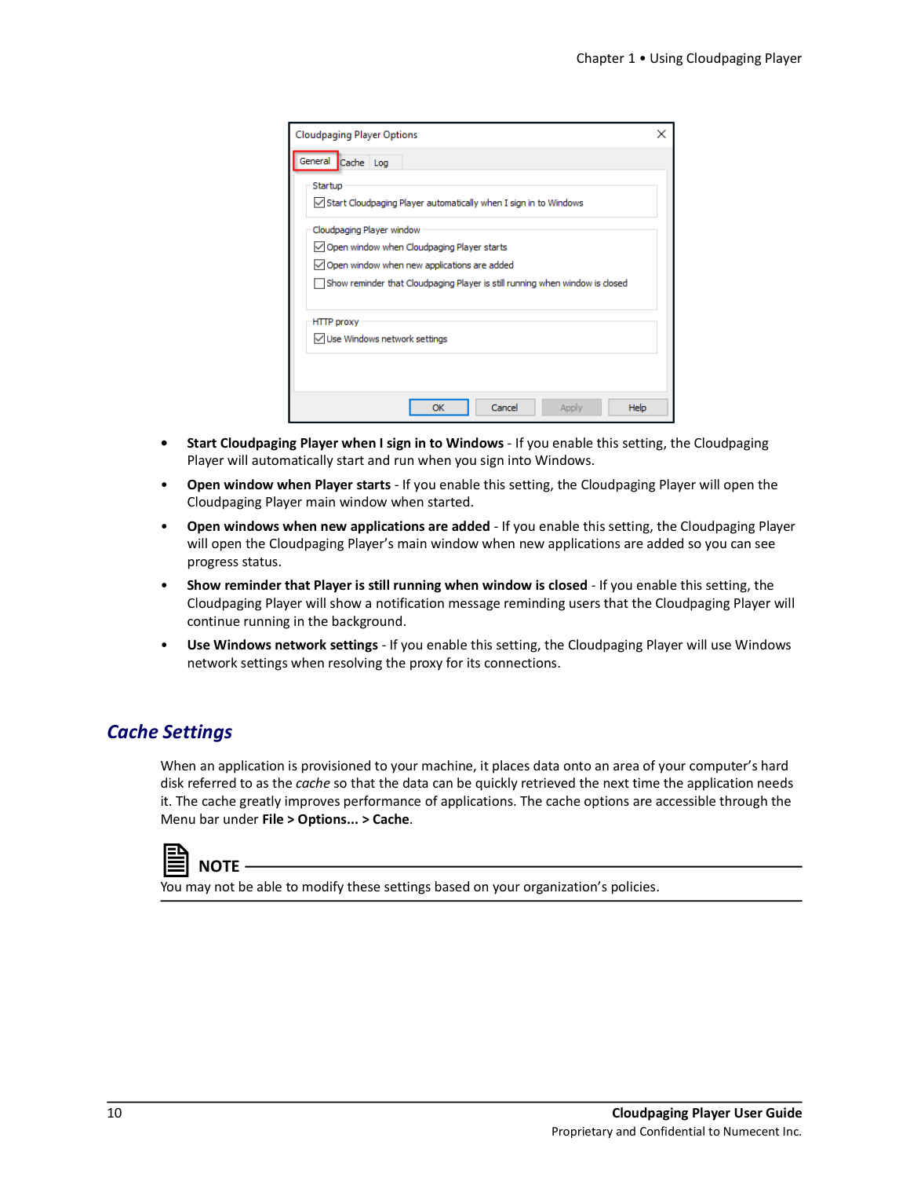- **Start Cloudpaging Player when I sign in to Windows** - If you enable this setting, the Cloudpaging Player will automatically start and run when you sign into Windows.
- **Open window when Player starts** - If you enable this setting, the Cloudpaging Player will open the Cloudpaging Player main window when started.
- **Open windows when new applications are added** - If you enable this setting, the Cloudpaging Player will open the Cloudpaging Player's main window when new applications are added so you can see progress status.
- **Show reminder that Player is still running when window is closed** - If you enable this setting, the Cloudpaging Player will show a notification message reminding users that the Cloudpaging Player will continue running in the background.
- **Use Windows network settings** - If you enable this setting, the Cloudpaging Player will use Windows network settings when resolving the proxy for its connections.

## Cache Settings

When an application is provisioned to your machine, it places data onto an area of your computer's hard disk referred to as the *cache* so that the data can be quickly retrieved the next time the application needs it. The cache greatly improves performance of applications. The cache options are accessible through the Menu bar under **File > Options... > Cache**.

**NOTE**

You may not be able to modify these settings based on your organization's policies.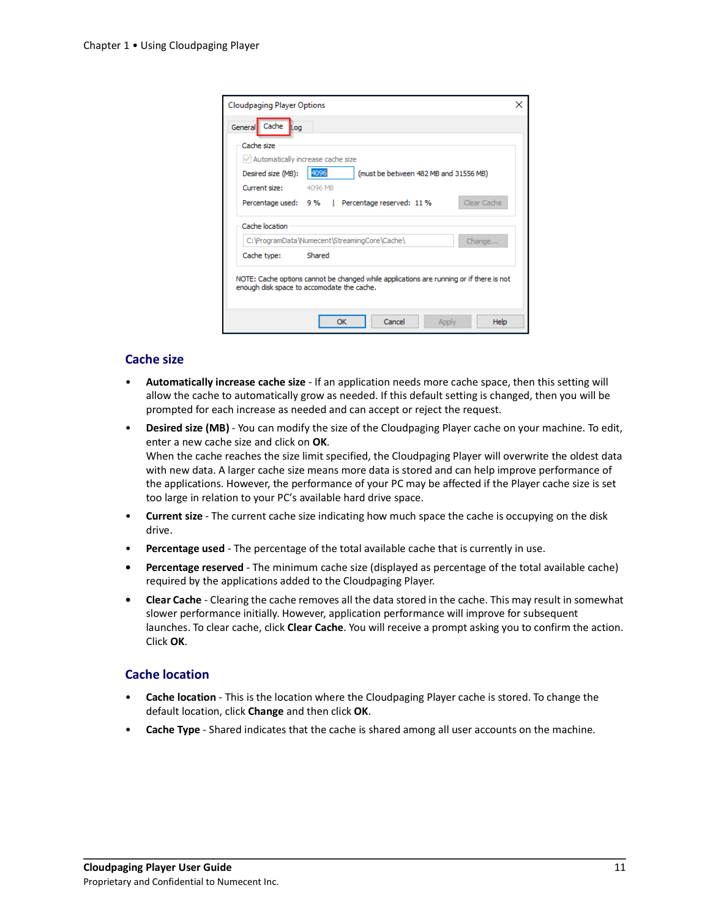## Cache size

- **Automatically increase cache size** - If an application needs more cache space, then this setting will allow the cache to automatically grow as needed. If this default setting is changed, then you will be prompted for each increase as needed and can accept or reject the request.
- **Desired size (MB)** - You can modify the size of the Cloudpaging Player cache on your machine. To edit, enter a new cache size and click on **OK**.
  When the cache reaches the size limit specified, the Cloudpaging Player will overwrite the oldest data with new data. A larger cache size means more data is stored and can help improve performance of the applications. However, the performance of your PC may be affected if the Player cache size is set too large in relation to your PC's available hard drive space.
- **Current size** - The current cache size indicating how much space the cache is occupying on the disk drive.
- **Percentage used** - The percentage of the total available cache that is currently in use.
- **Percentage reserved** - The minimum cache size (displayed as percentage of the total available cache) required by the applications added to the Cloudpaging Player.
- **Clear Cache** - Clearing the cache removes all the data stored in the cache. This may result in somewhat slower performance initially. However, application performance will improve for subsequent launches. To clear cache, click **Clear Cache**. You will receive a prompt asking you to confirm the action. Click **OK**.

## Cache location

- **Cache location** - This is the location where the Cloudpaging Player cache is stored. To change the default location, click **Change** and then click **OK**.
- **Cache Type** - Shared indicates that the cache is shared among all user accounts on the machine.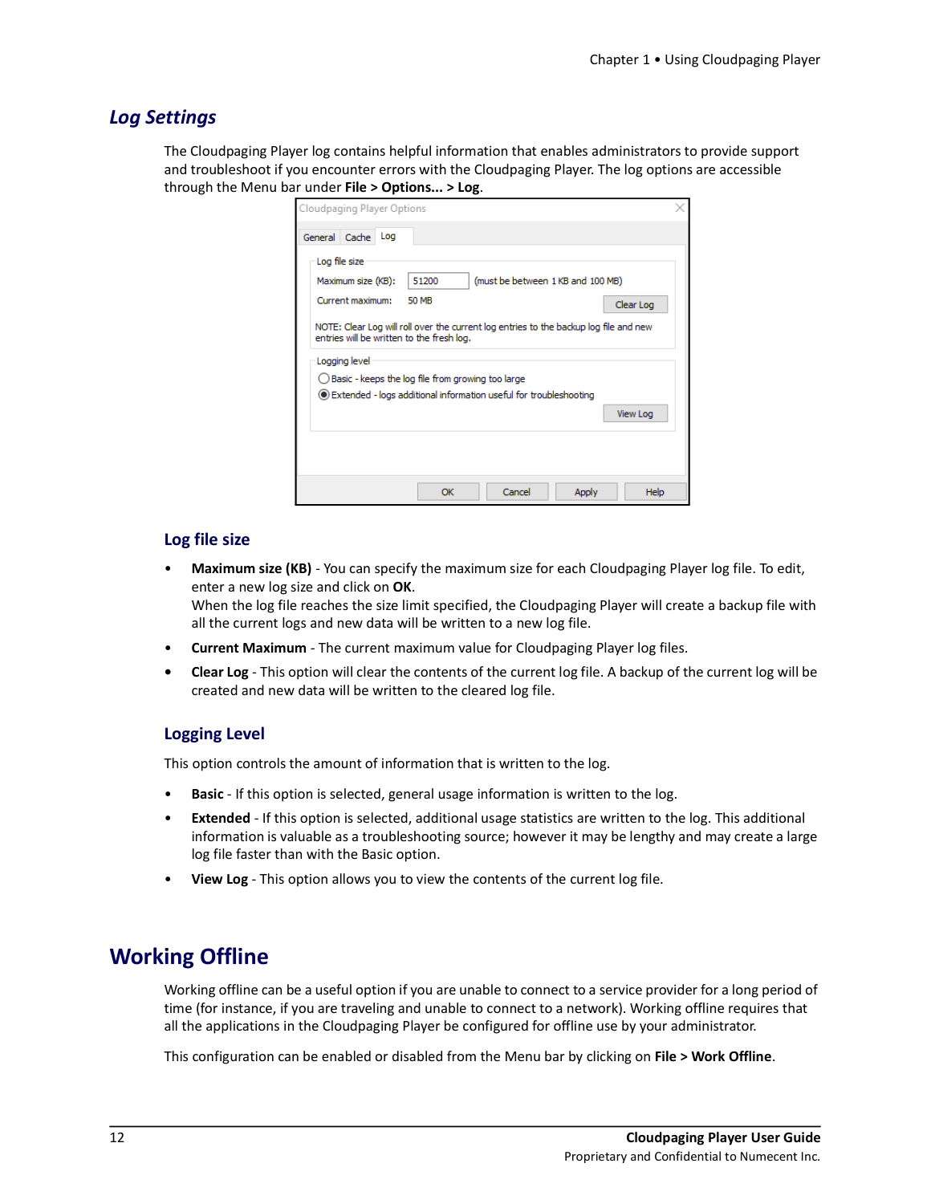## Log Settings

The Cloudpaging Player log contains helpful information that enables administrators to provide support and troubleshoot if you encounter errors with the Cloudpaging Player. The log options are accessible through the Menu bar under **File > Options... > Log**.

### Log file size

- **Maximum size (KB)** - You can specify the maximum size for each Cloudpaging Player log file. To edit, enter a new log size and click on **OK**.
  When the log file reaches the size limit specified, the Cloudpaging Player will create a backup file with all the current logs and new data will be written to a new log file.
- **Current Maximum** - The current maximum value for Cloudpaging Player log files.
- **Clear Log** - This option will clear the contents of the current log file. A backup of the current log will be created and new data will be written to the cleared log file.

### Logging Level

This option controls the amount of information that is written to the log.

- **Basic** - If this option is selected, general usage information is written to the log.
- **Extended** - If this option is selected, additional usage statistics are written to the log. This additional information is valuable as a troubleshooting source; however it may be lengthy and may create a large log file faster than with the Basic option.
- **View Log** - This option allows you to view the contents of the current log file.

# Working Offline

Working offline can be a useful option if you are unable to connect to a service provider for a long period of time (for instance, if you are traveling and unable to connect to a network). Working offline requires that all the applications in the Cloudpaging Player be configured for offline use by your administrator.

This configuration can be enabled or disabled from the Menu bar by clicking on **File > Work Offline**.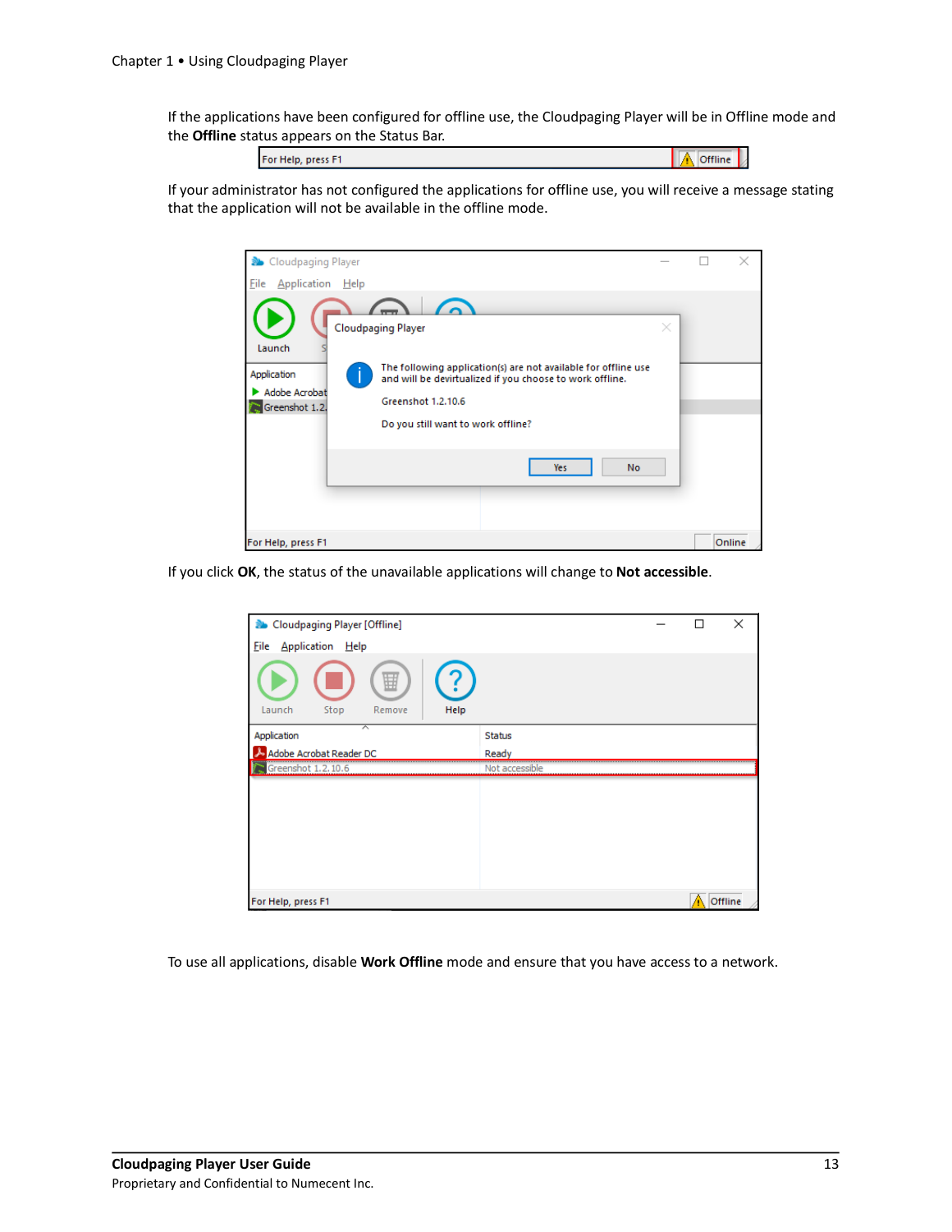If the applications have been configured for offline use, the Cloudpaging Player will be in Offline mode and the **Offline** status appears on the Status Bar.

If your administrator has not configured the applications for offline use, you will receive a message stating that the application will not be available in the offline mode.

If you click **OK**, the status of the unavailable applications will change to **Not accessible**.

To use all applications, disable **Work Offline** mode and ensure that you have access to a network.